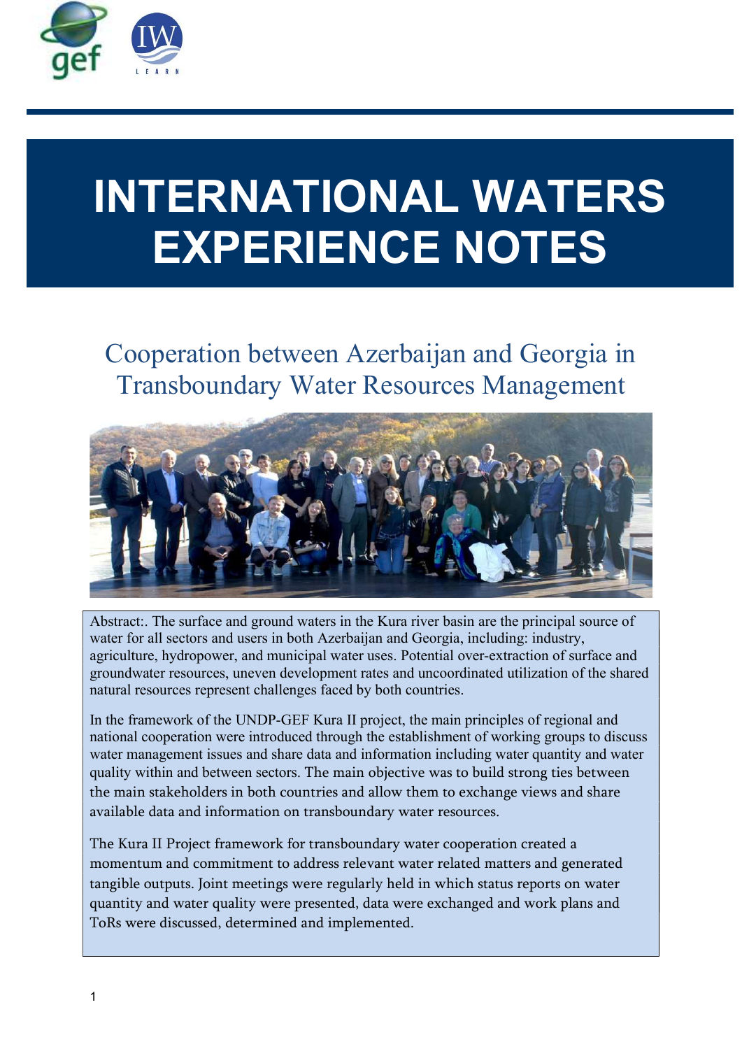# INTERNATIONAL WATERS EXPERIENCE NOTES

## Cooperation between Azerbaijan and Georgia in Transboundary Water Resources Management

Abstract:. The surface and ground waters in the Kura river basin are the principal source of water for all sectors and users in both Azerbaijan and Georgia, including: industry, agriculture, hydropower, and municipal water uses. Potential over-extraction of surface and groundwater resources, uneven development rates and uncoordinated utilization of the shared natural resources represent challenges faced by both countries.

In the framework of the UNDP-GEF Kura II project, the main principles of regional and national cooperation were introduced through the establishment of working groups to discuss water management issues and share data and information including water quantity and water quality within and between sectors. The main objective was to build strong ties between the main stakeholders in both countries and allow them to exchange views and share available data and information on transboundary water resources.

The Kura II Project framework for transboundary water cooperation created a momentum and commitment to address relevant water related matters and generated tangible outputs. Joint meetings were regularly held in which status reports on water quantity and water quality were presented, data were exchanged and work plans and ToRs were discussed, determined and implemented.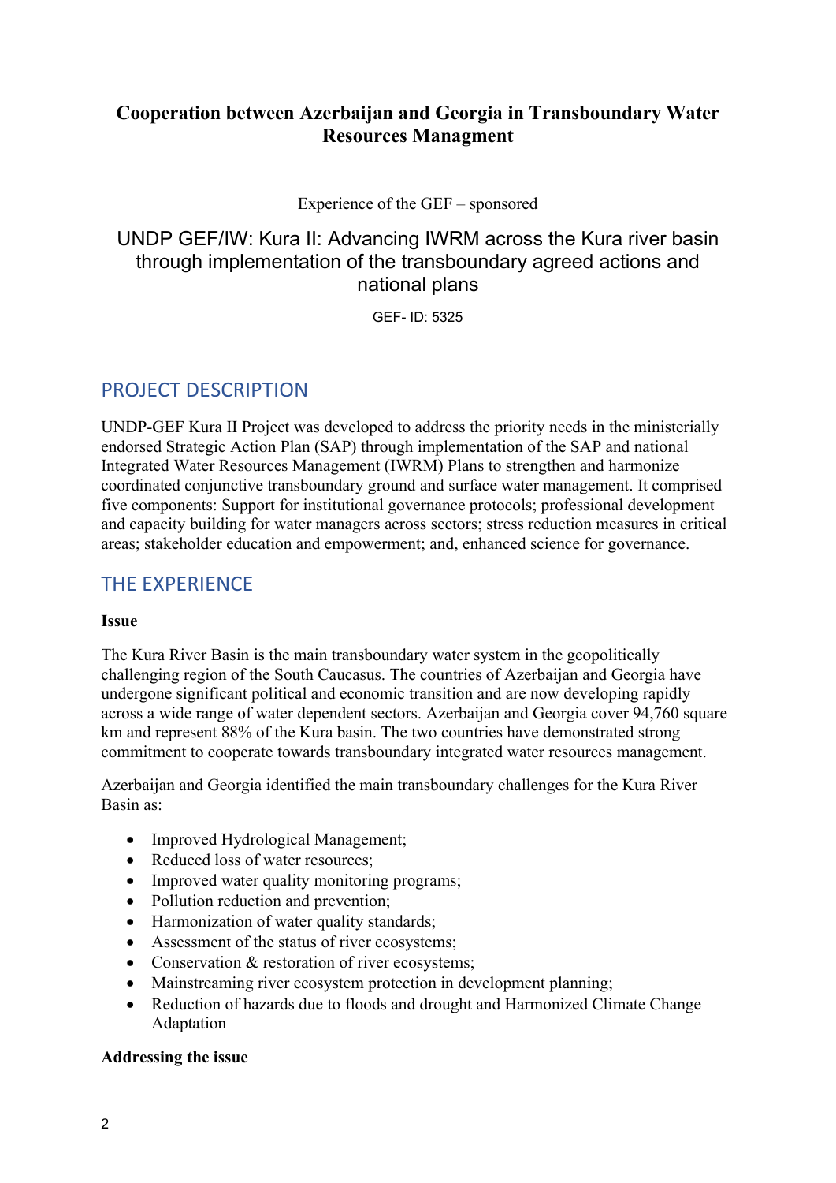**Cooperation between Azerbaijan and Georgia in Transboundary Water Resources Managment**

Experience of the GEF – sponsored

## UNDP GEF/IW: Kura II: Advancing IWRM across the Kura river basin through implementation of the transboundary agreed actions and national plans

GEF- ID: 5325

## PROJECT DESCRIPTION

UNDP-GEF Kura II Project was developed to address the priority needs in the ministerially endorsed Strategic Action Plan (SAP) through implementation of the SAP and national Integrated Water Resources Management (IWRM) Plans to strengthen and harmonize coordinated conjunctive transboundary ground and surface water management. It comprised five components: Support for institutional governance protocols; professional development and capacity building for water managers across sectors; stress reduction measures in critical areas; stakeholder education and empowerment; and, enhanced science for governance.

## THE EXPERIENCE

### Issue

The Kura River Basin is the main transboundary water system in the geopolitically challenging region of the South Caucasus. The countries of Azerbaijan and Georgia have undergone significant political and economic transition and are now developing rapidly across a wide range of water dependent sectors. Azerbaijan and Georgia cover 94,760 square km and represent 88% of the Kura basin. The two countries have demonstrated strong commitment to cooperate towards transboundary integrated water resources management.

Azerbaijan and Georgia identified the main transboundary challenges for the Kura River Basin as:

- Improved Hydrological Management;
- Reduced loss of water resources;
- Improved water quality monitoring programs;
- Pollution reduction and prevention;
- Harmonization of water quality standards;
- Assessment of the status of river ecosystems;
- Conservation & restoration of river ecosystems;
- Mainstreaming river ecosystem protection in development planning;
- Reduction of hazards due to floods and drought and Harmonized Climate Change Adaptation

### Addressing the issue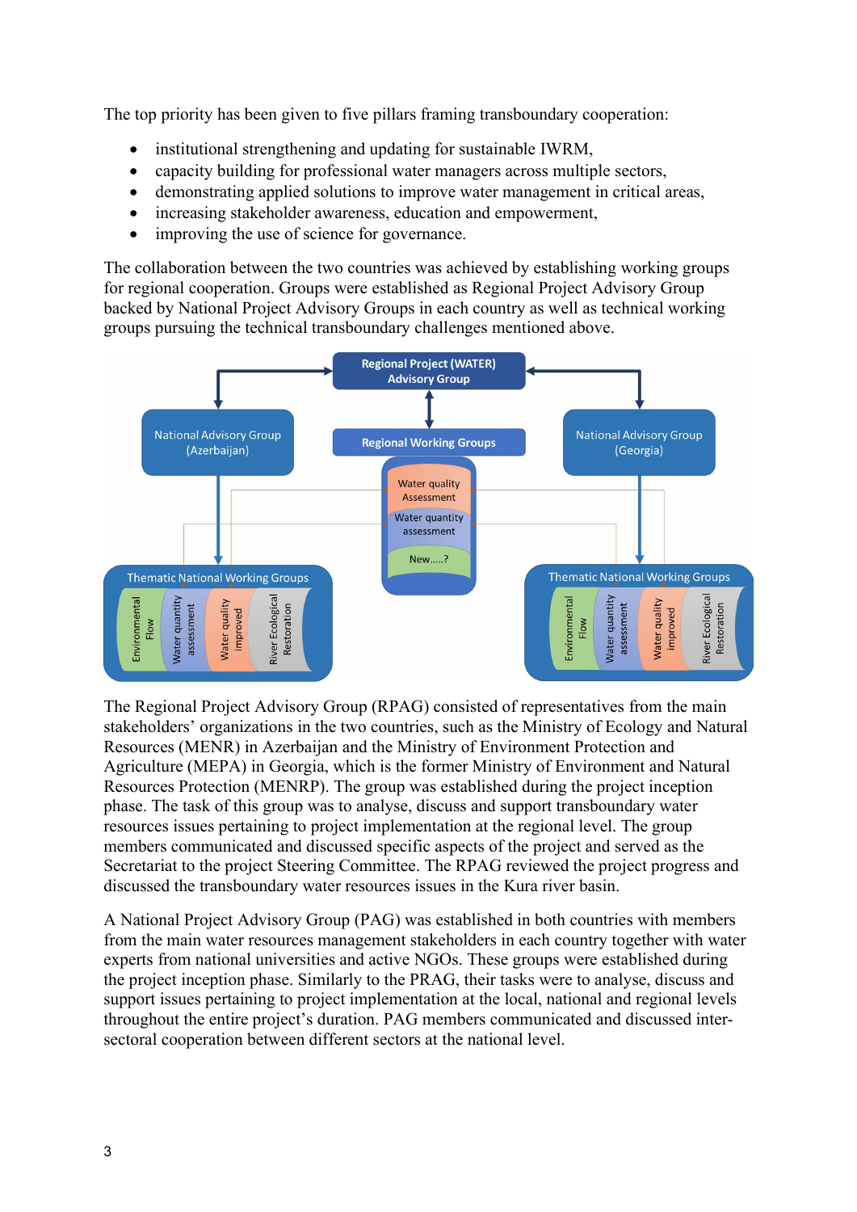The top priority has been given to five pillars framing transboundary cooperation:

- institutional strengthening and updating for sustainable IWRM,
- capacity building for professional water managers across multiple sectors,
- demonstrating applied solutions to improve water management in critical areas,
- increasing stakeholder awareness, education and empowerment,
- improving the use of science for governance.

The collaboration between the two countries was achieved by establishing working groups for regional cooperation. Groups were established as Regional Project Advisory Group backed by National Project Advisory Groups in each country as well as technical working groups pursuing the technical transboundary challenges mentioned above.

The Regional Project Advisory Group (RPAG) consisted of representatives from the main stakeholders' organizations in the two countries, such as the Ministry of Ecology and Natural Resources (MENR) in Azerbaijan and the Ministry of Environment Protection and Agriculture (MEPA) in Georgia, which is the former Ministry of Environment and Natural Resources Protection (MENRP). The group was established during the project inception phase. The task of this group was to analyse, discuss and support transboundary water resources issues pertaining to project implementation at the regional level. The group members communicated and discussed specific aspects of the project and served as the Secretariat to the project Steering Committee. The RPAG reviewed the project progress and discussed the transboundary water resources issues in the Kura river basin.

A National Project Advisory Group (PAG) was established in both countries with members from the main water resources management stakeholders in each country together with water experts from national universities and active NGOs. These groups were established during the project inception phase. Similarly to the PRAG, their tasks were to analyse, discuss and support issues pertaining to project implementation at the local, national and regional levels throughout the entire project's duration. PAG members communicated and discussed inter-sectoral cooperation between different sectors at the national level.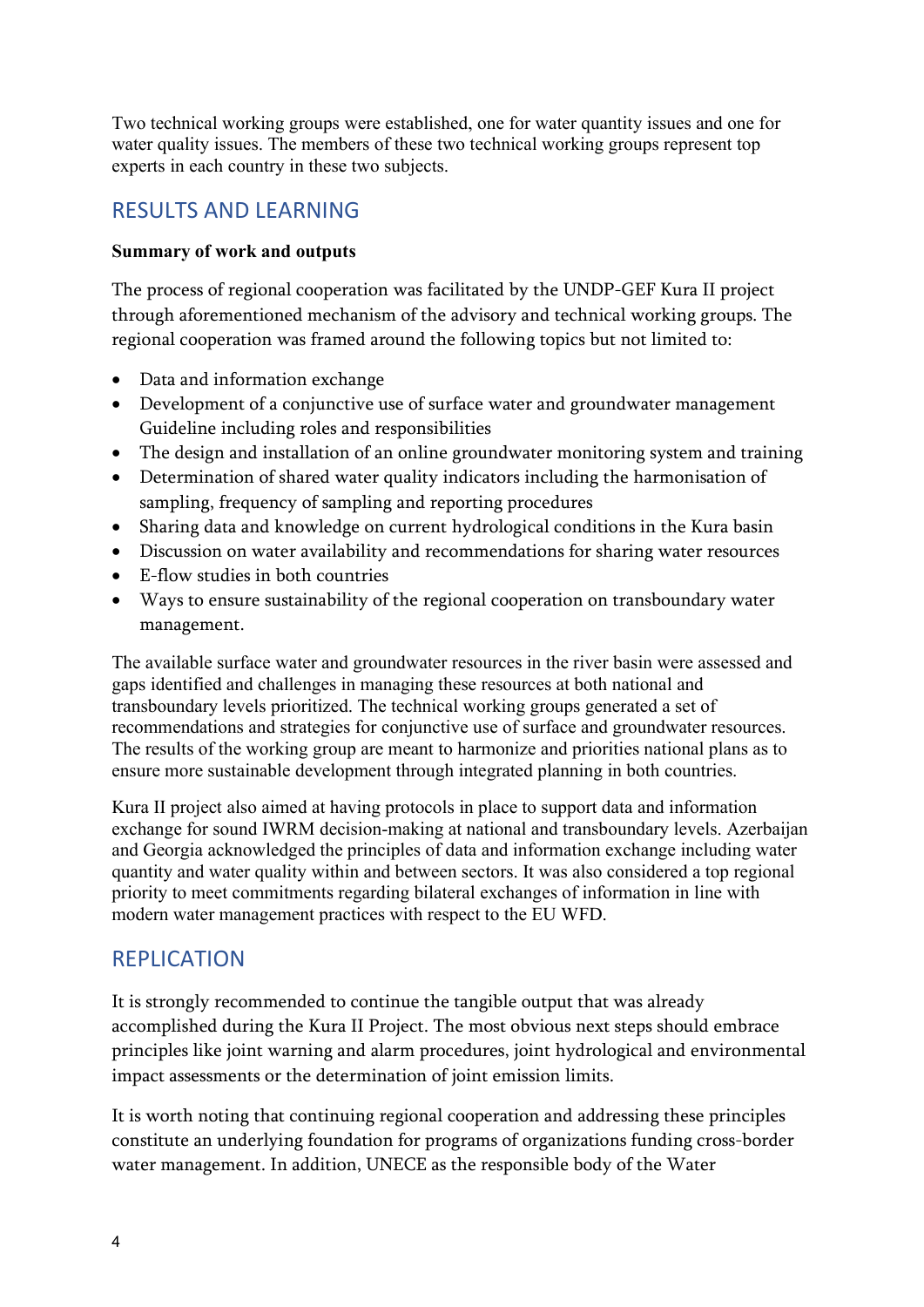Two technical working groups were established, one for water quantity issues and one for water quality issues. The members of these two technical working groups represent top experts in each country in these two subjects.

## RESULTS AND LEARNING

**Summary of work and outputs**

The process of regional cooperation was facilitated by the UNDP-GEF Kura II project through aforementioned mechanism of the advisory and technical working groups. The regional cooperation was framed around the following topics but not limited to:

- Data and information exchange
- Development of a conjunctive use of surface water and groundwater management Guideline including roles and responsibilities
- The design and installation of an online groundwater monitoring system and training
- Determination of shared water quality indicators including the harmonisation of sampling, frequency of sampling and reporting procedures
- Sharing data and knowledge on current hydrological conditions in the Kura basin
- Discussion on water availability and recommendations for sharing water resources
- E-flow studies in both countries
- Ways to ensure sustainability of the regional cooperation on transboundary water management.

The available surface water and groundwater resources in the river basin were assessed and gaps identified and challenges in managing these resources at both national and transboundary levels prioritized. The technical working groups generated a set of recommendations and strategies for conjunctive use of surface and groundwater resources. The results of the working group are meant to harmonize and priorities national plans as to ensure more sustainable development through integrated planning in both countries.

Kura II project also aimed at having protocols in place to support data and information exchange for sound IWRM decision-making at national and transboundary levels. Azerbaijan and Georgia acknowledged the principles of data and information exchange including water quantity and water quality within and between sectors. It was also considered a top regional priority to meet commitments regarding bilateral exchanges of information in line with modern water management practices with respect to the EU WFD.

## REPLICATION

It is strongly recommended to continue the tangible output that was already accomplished during the Kura II Project. The most obvious next steps should embrace principles like joint warning and alarm procedures, joint hydrological and environmental impact assessments or the determination of joint emission limits.

It is worth noting that continuing regional cooperation and addressing these principles constitute an underlying foundation for programs of organizations funding cross-border water management. In addition, UNECE as the responsible body of the Water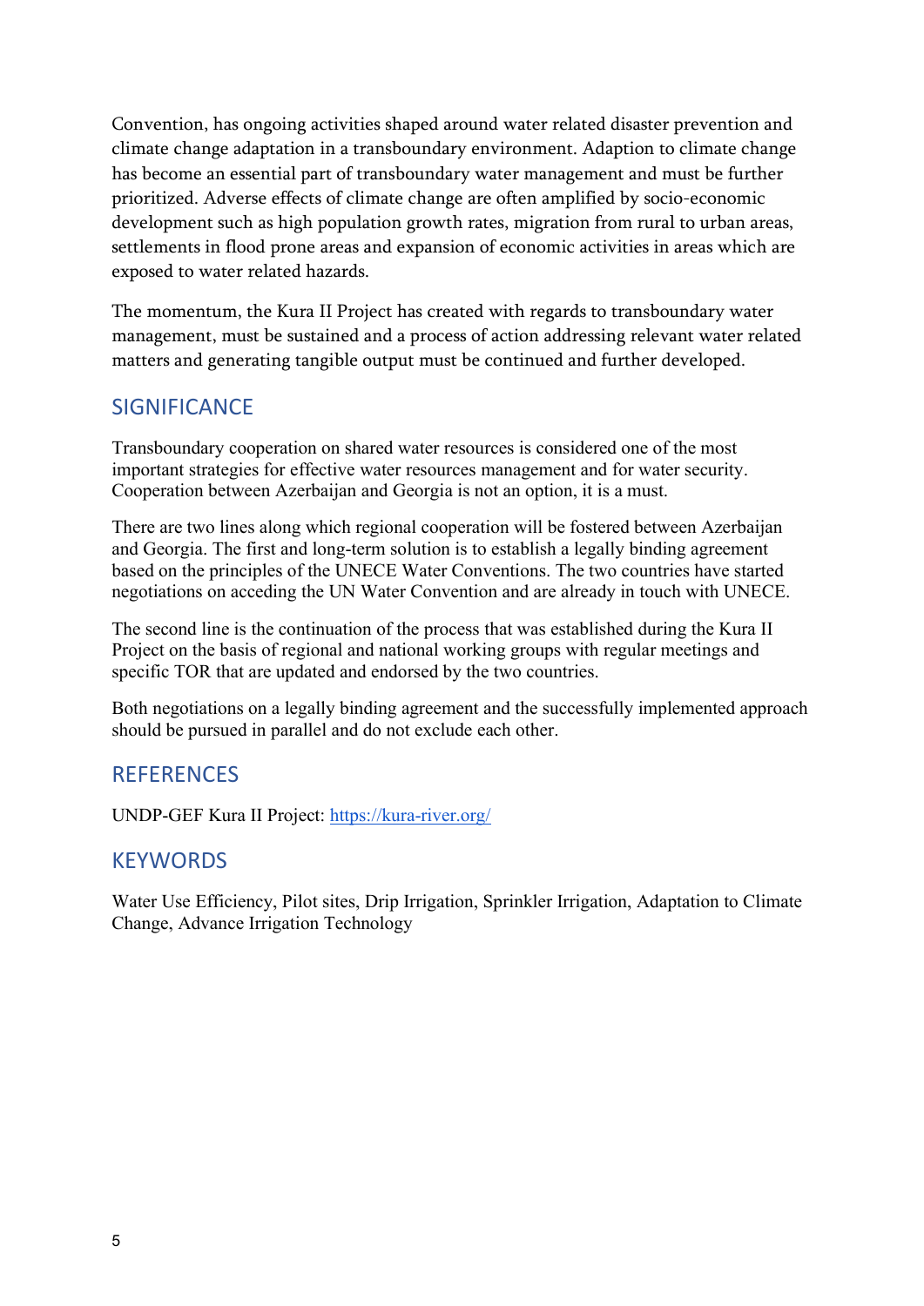Convention, has ongoing activities shaped around water related disaster prevention and climate change adaptation in a transboundary environment. Adaption to climate change has become an essential part of transboundary water management and must be further prioritized. Adverse effects of climate change are often amplified by socio-economic development such as high population growth rates, migration from rural to urban areas, settlements in flood prone areas and expansion of economic activities in areas which are exposed to water related hazards.

The momentum, the Kura II Project has created with regards to transboundary water management, must be sustained and a process of action addressing relevant water related matters and generating tangible output must be continued and further developed.

## SIGNIFICANCE

Transboundary cooperation on shared water resources is considered one of the most important strategies for effective water resources management and for water security. Cooperation between Azerbaijan and Georgia is not an option, it is a must.

There are two lines along which regional cooperation will be fostered between Azerbaijan and Georgia. The first and long-term solution is to establish a legally binding agreement based on the principles of the UNECE Water Conventions. The two countries have started negotiations on acceding the UN Water Convention and are already in touch with UNECE.

The second line is the continuation of the process that was established during the Kura II Project on the basis of regional and national working groups with regular meetings and specific TOR that are updated and endorsed by the two countries.

Both negotiations on a legally binding agreement and the successfully implemented approach should be pursued in parallel and do not exclude each other.

## REFERENCES

UNDP-GEF Kura II Project: [https://kura-river.org/](https://kura-river.org/)

## KEYWORDS

Water Use Efficiency, Pilot sites, Drip Irrigation, Sprinkler Irrigation, Adaptation to Climate Change, Advance Irrigation Technology